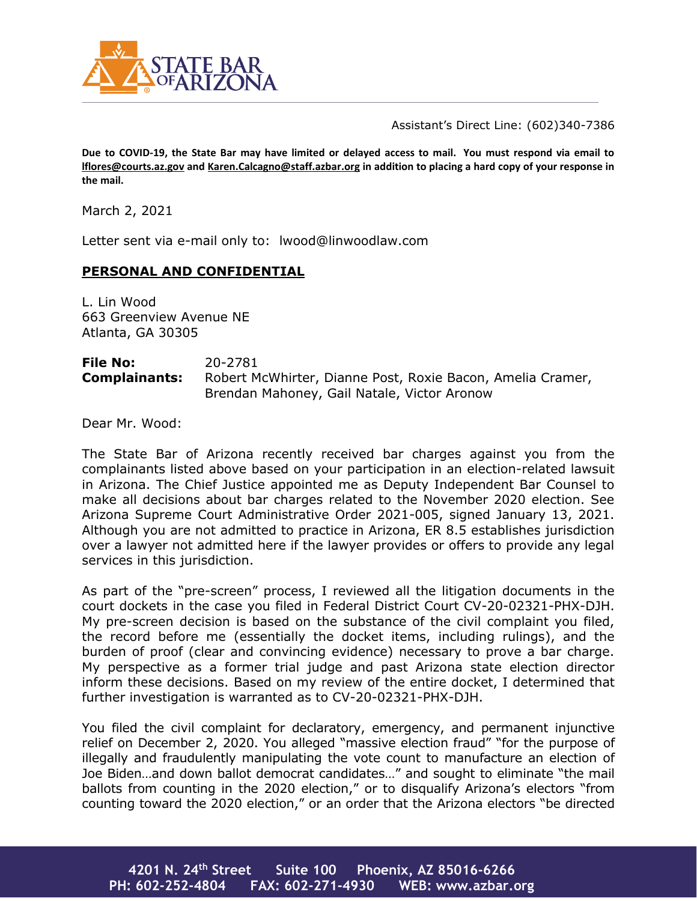STATE BAR OF ARIZONA

Assistant's Direct Line: (602)340-7386

**Due to COVID-19, the State Bar may have limited or delayed access to mail. You must respond via email to lflores@courts.az.gov and Karen.Calcagno@staff.azbar.org in addition to placing a hard copy of your response in the mail.**

March 2, 2021

Letter sent via e-mail only to: lwood@linwoodlaw.com

**PERSONAL AND CONFIDENTIAL**

L. Lin Wood
663 Greenview Avenue NE
Atlanta, GA 30305

**File No:** 20-2781
**Complainants:** Robert McWhirter, Dianne Post, Roxie Bacon, Amelia Cramer, Brendan Mahoney, Gail Natale, Victor Aronow

Dear Mr. Wood:

The State Bar of Arizona recently received bar charges against you from the complainants listed above based on your participation in an election-related lawsuit in Arizona. The Chief Justice appointed me as Deputy Independent Bar Counsel to make all decisions about bar charges related to the November 2020 election. See Arizona Supreme Court Administrative Order 2021-005, signed January 13, 2021. Although you are not admitted to practice in Arizona, ER 8.5 establishes jurisdiction over a lawyer not admitted here if the lawyer provides or offers to provide any legal services in this jurisdiction.

As part of the "pre-screen" process, I reviewed all the litigation documents in the court dockets in the case you filed in Federal District Court CV-20-02321-PHX-DJH. My pre-screen decision is based on the substance of the civil complaint you filed, the record before me (essentially the docket items, including rulings), and the burden of proof (clear and convincing evidence) necessary to prove a bar charge. My perspective as a former trial judge and past Arizona state election director inform these decisions. Based on my review of the entire docket, I determined that further investigation is warranted as to CV-20-02321-PHX-DJH.

You filed the civil complaint for declaratory, emergency, and permanent injunctive relief on December 2, 2020. You alleged "massive election fraud" "for the purpose of illegally and fraudulently manipulating the vote count to manufacture an election of Joe Biden…and down ballot democrat candidates…" and sought to eliminate "the mail ballots from counting in the 2020 election," or to disqualify Arizona's electors "from counting toward the 2020 election," or an order that the Arizona electors "be directed

4201 N. 24th Street Suite 100 Phoenix, AZ 85016-6266
PH: 602-252-4804 FAX: 602-271-4930 WEB: www.azbar.org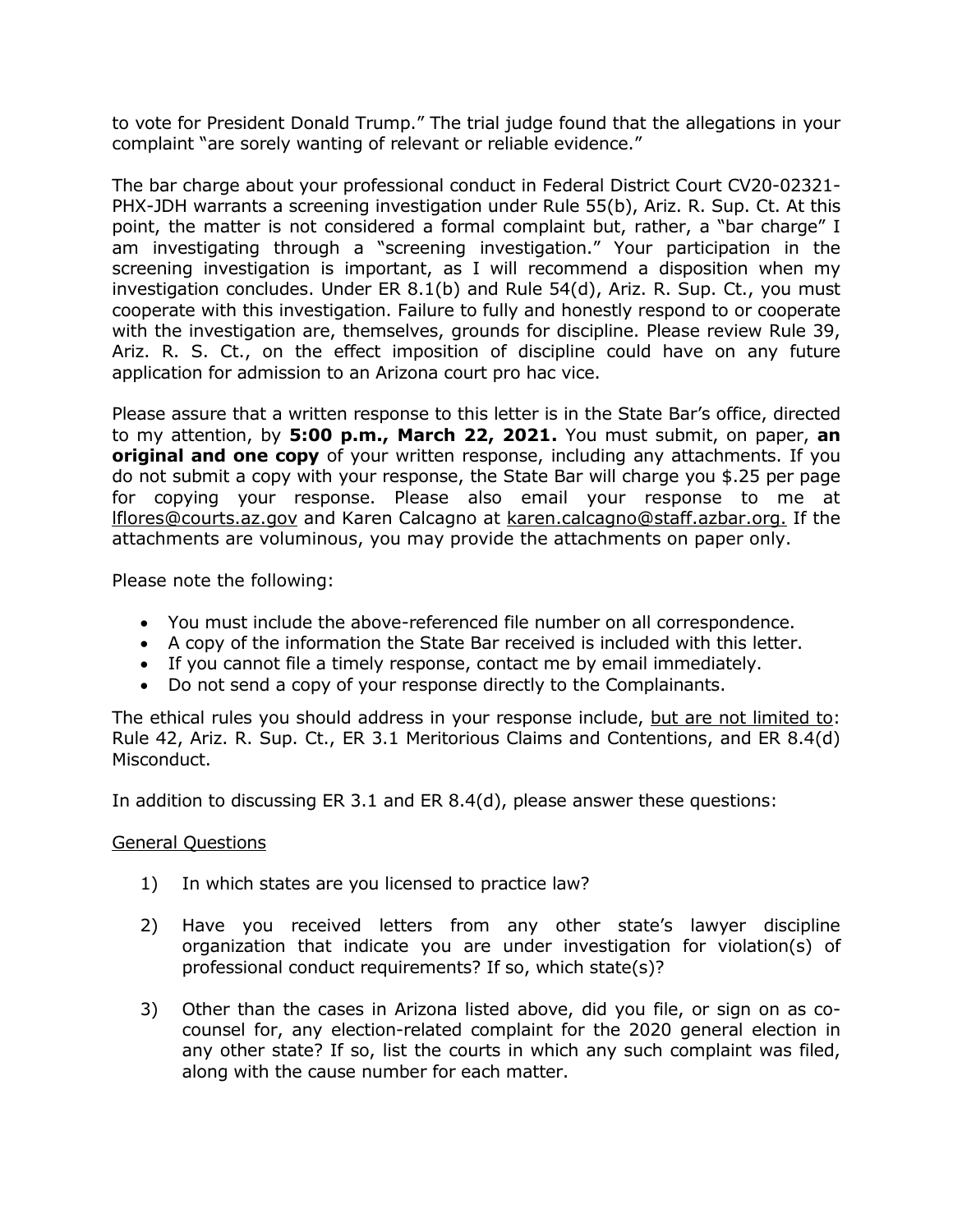to vote for President Donald Trump." The trial judge found that the allegations in your complaint "are sorely wanting of relevant or reliable evidence."

The bar charge about your professional conduct in Federal District Court CV20-02321-PHX-JDH warrants a screening investigation under Rule 55(b), Ariz. R. Sup. Ct. At this point, the matter is not considered a formal complaint but, rather, a "bar charge" I am investigating through a "screening investigation." Your participation in the screening investigation is important, as I will recommend a disposition when my investigation concludes. Under ER 8.1(b) and Rule 54(d), Ariz. R. Sup. Ct., you must cooperate with this investigation. Failure to fully and honestly respond to or cooperate with the investigation are, themselves, grounds for discipline. Please review Rule 39, Ariz. R. S. Ct., on the effect imposition of discipline could have on any future application for admission to an Arizona court pro hac vice.

Please assure that a written response to this letter is in the State Bar's office, directed to my attention, by **5:00 p.m., March 22, 2021.** You must submit, on paper, **an original and one copy** of your written response, including any attachments. If you do not submit a copy with your response, the State Bar will charge you $.25 per page for copying your response. Please also email your response to me at lflores@courts.az.gov and Karen Calcagno at karen.calcagno@staff.azbar.org. If the attachments are voluminous, you may provide the attachments on paper only.

Please note the following:

- You must include the above-referenced file number on all correspondence.
- A copy of the information the State Bar received is included with this letter.
- If you cannot file a timely response, contact me by email immediately.
- Do not send a copy of your response directly to the Complainants.

The ethical rules you should address in your response include, <u>but are not limited to</u>: Rule 42, Ariz. R. Sup. Ct., ER 3.1 Meritorious Claims and Contentions, and ER 8.4(d) Misconduct.

In addition to discussing ER 3.1 and ER 8.4(d), please answer these questions:

<u>General Questions</u>

1) In which states are you licensed to practice law?

2) Have you received letters from any other state's lawyer discipline organization that indicate you are under investigation for violation(s) of professional conduct requirements? If so, which state(s)?

3) Other than the cases in Arizona listed above, did you file, or sign on as co-counsel for, any election-related complaint for the 2020 general election in any other state? If so, list the courts in which any such complaint was filed, along with the cause number for each matter.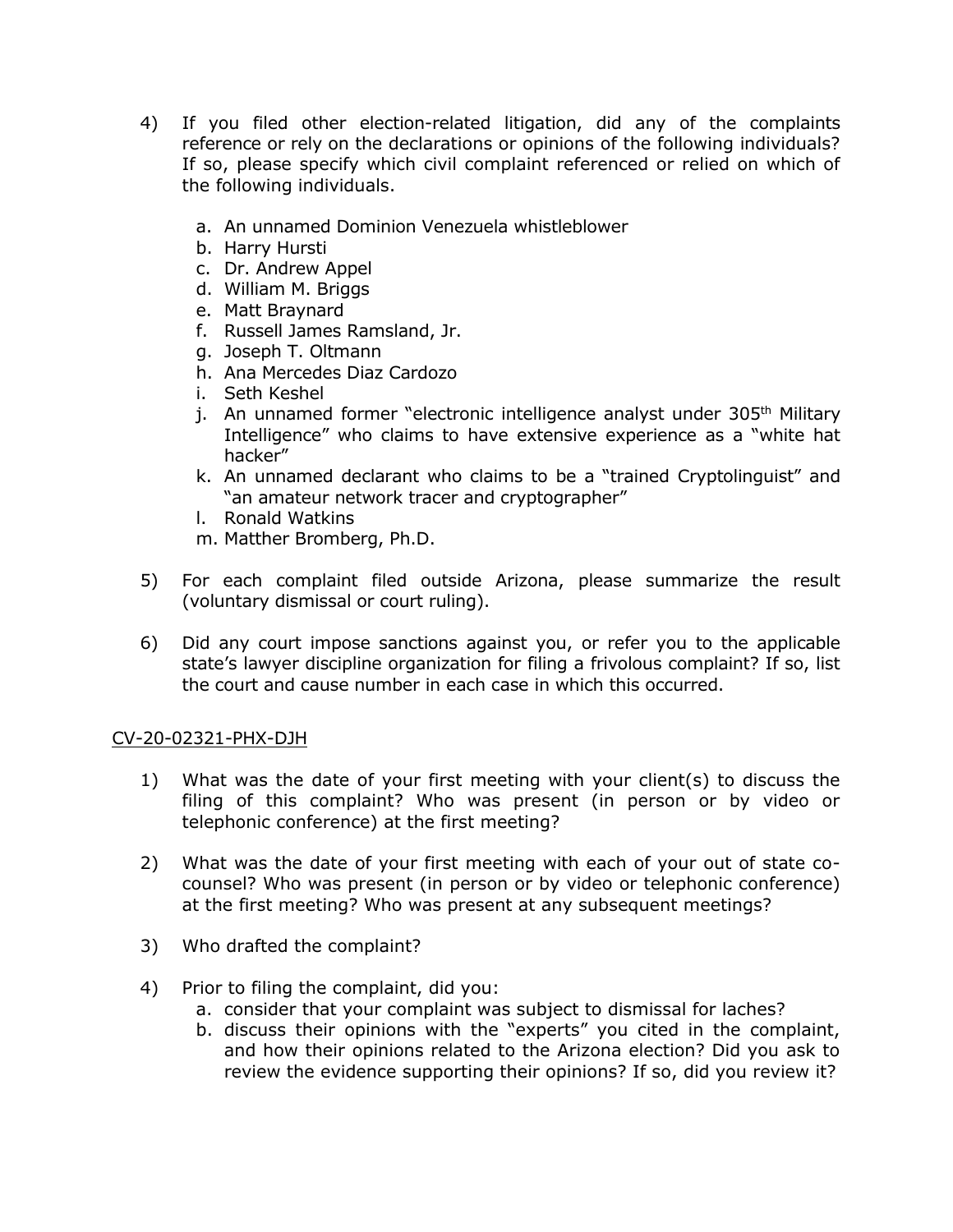4) If you filed other election-related litigation, did any of the complaints reference or rely on the declarations or opinions of the following individuals? If so, please specify which civil complaint referenced or relied on which of the following individuals.

   a. An unnamed Dominion Venezuela whistleblower
   b. Harry Hursti
   c. Dr. Andrew Appel
   d. William M. Briggs
   e. Matt Braynard
   f. Russell James Ramsland, Jr.
   g. Joseph T. Oltmann
   h. Ana Mercedes Diaz Cardozo
   i. Seth Keshel
   j. An unnamed former "electronic intelligence analyst under 305th Military Intelligence" who claims to have extensive experience as a "white hat hacker"
   k. An unnamed declarant who claims to be a "trained Cryptolinguist" and "an amateur network tracer and cryptographer"
   l. Ronald Watkins
   m. Matther Bromberg, Ph.D.

5) For each complaint filed outside Arizona, please summarize the result (voluntary dismissal or court ruling).

6) Did any court impose sanctions against you, or refer you to the applicable state's lawyer discipline organization for filing a frivolous complaint? If so, list the court and cause number in each case in which this occurred.

<u>CV-20-02321-PHX-DJH</u>

1) What was the date of your first meeting with your client(s) to discuss the filing of this complaint? Who was present (in person or by video or telephonic conference) at the first meeting?

2) What was the date of your first meeting with each of your out of state co-counsel? Who was present (in person or by video or telephonic conference) at the first meeting? Who was present at any subsequent meetings?

3) Who drafted the complaint?

4) Prior to filing the complaint, did you:
   a. consider that your complaint was subject to dismissal for laches?
   b. discuss their opinions with the "experts" you cited in the complaint, and how their opinions related to the Arizona election? Did you ask to review the evidence supporting their opinions? If so, did you review it?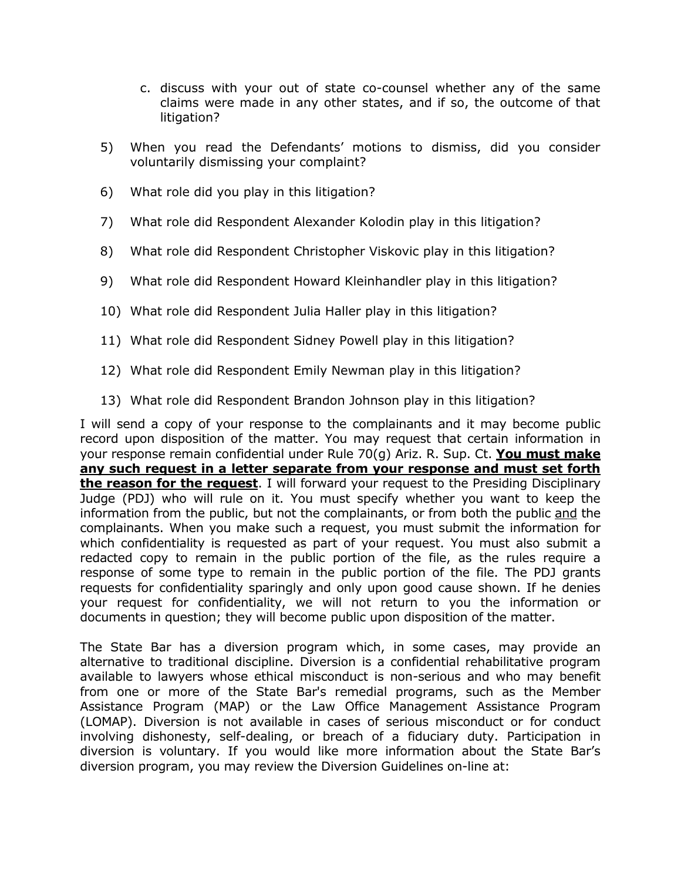c. discuss with your out of state co-counsel whether any of the same claims were made in any other states, and if so, the outcome of that litigation?

5) When you read the Defendants' motions to dismiss, did you consider voluntarily dismissing your complaint?

6) What role did you play in this litigation?

7) What role did Respondent Alexander Kolodin play in this litigation?

8) What role did Respondent Christopher Viskovic play in this litigation?

9) What role did Respondent Howard Kleinhandler play in this litigation?

10) What role did Respondent Julia Haller play in this litigation?

11) What role did Respondent Sidney Powell play in this litigation?

12) What role did Respondent Emily Newman play in this litigation?

13) What role did Respondent Brandon Johnson play in this litigation?

I will send a copy of your response to the complainants and it may become public record upon disposition of the matter. You may request that certain information in your response remain confidential under Rule 70(g) Ariz. R. Sup. Ct. **You must make any such request in a letter separate from your response and must set forth the reason for the request**. I will forward your request to the Presiding Disciplinary Judge (PDJ) who will rule on it. You must specify whether you want to keep the information from the public, but not the complainants, or from both the public and the complainants. When you make such a request, you must submit the information for which confidentiality is requested as part of your request. You must also submit a redacted copy to remain in the public portion of the file, as the rules require a response of some type to remain in the public portion of the file. The PDJ grants requests for confidentiality sparingly and only upon good cause shown. If he denies your request for confidentiality, we will not return to you the information or documents in question; they will become public upon disposition of the matter.

The State Bar has a diversion program which, in some cases, may provide an alternative to traditional discipline. Diversion is a confidential rehabilitative program available to lawyers whose ethical misconduct is non-serious and who may benefit from one or more of the State Bar's remedial programs, such as the Member Assistance Program (MAP) or the Law Office Management Assistance Program (LOMAP). Diversion is not available in cases of serious misconduct or for conduct involving dishonesty, self-dealing, or breach of a fiduciary duty. Participation in diversion is voluntary. If you would like more information about the State Bar's diversion program, you may review the Diversion Guidelines on-line at: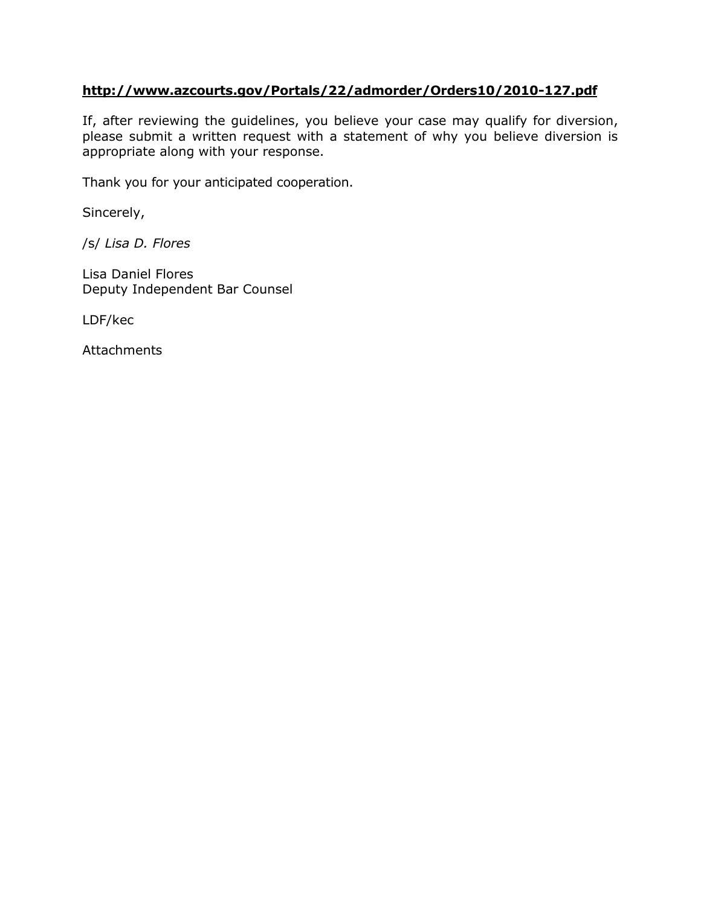**http://www.azcourts.gov/Portals/22/admorder/Orders10/2010-127.pdf**

If, after reviewing the guidelines, you believe your case may qualify for diversion, please submit a written request with a statement of why you believe diversion is appropriate along with your response.

Thank you for your anticipated cooperation.

Sincerely,

/s/ *Lisa D. Flores*

Lisa Daniel Flores
Deputy Independent Bar Counsel

LDF/kec

Attachments